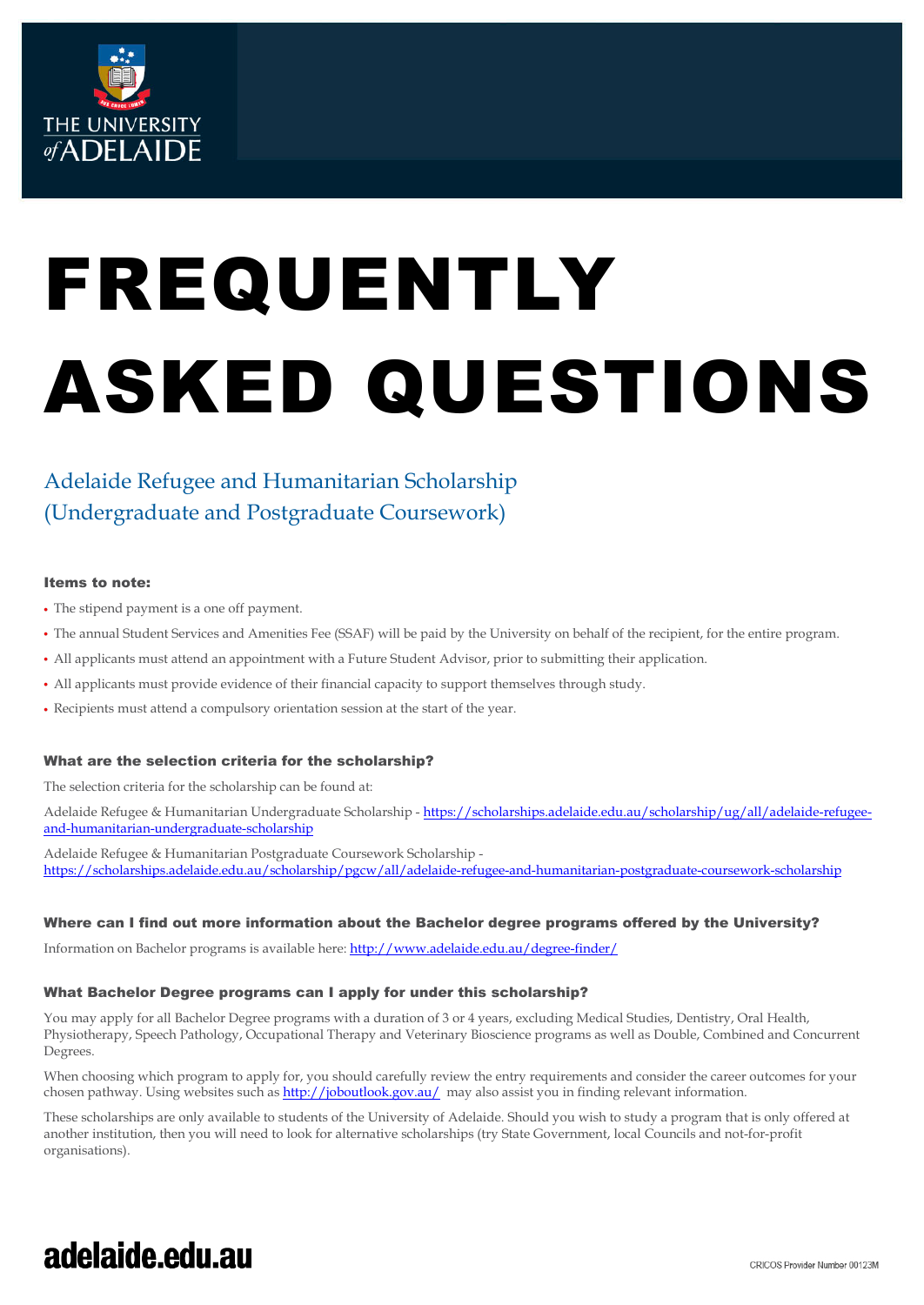# FREQUENTLY ASKED QUESTIONS

## Adelaide Refugee and Humanitarian Scholarship (Undergraduate and Postgraduate Coursework)

### Items to note:

- The stipend payment is a one off payment.
- The annual Student Services and Amenities Fee (SSAF) will be paid by the University on behalf of the recipient, for the entire program.
- All applicants must attend an appointment with a Future Student Advisor, prior to submitting their application.
- All applicants must provide evidence of their financial capacity to support themselves through study.
- Recipients must attend a compulsory orientation session at the start of the year.

### What are the selection criteria for the scholarship?

The selection criteria for the scholarship can be found at:

Adelaide Refugee & Humanitarian Undergraduate Scholarship - https://scholarships.adelaide.edu.au/scholarship/ug/all/adelaide-refugee-and-humanitarian-undergraduate-scholarship

Adelaide Refugee & Humanitarian Postgraduate Coursework Scholarship - https://scholarships.adelaide.edu.au/scholarship/pgcw/all/adelaide-refugee-and-humanitarian-postgraduate-coursework-scholarship

### Where can I find out more information about the Bachelor degree programs offered by the University?

Information on Bachelor programs is available here: http://www.adelaide.edu.au/degree-finder/

### What Bachelor Degree programs can I apply for under this scholarship?

You may apply for all Bachelor Degree programs with a duration of 3 or 4 years, excluding Medical Studies, Dentistry, Oral Health, Physiotherapy, Speech Pathology, Occupational Therapy and Veterinary Bioscience programs as well as Double, Combined and Concurrent Degrees.

When choosing which program to apply for, you should carefully review the entry requirements and consider the career outcomes for your chosen pathway. Using websites such as http://joboutlook.gov.au/ may also assist you in finding relevant information.

These scholarships are only available to students of the University of Adelaide. Should you wish to study a program that is only offered at another institution, then you will need to look for alternative scholarships (try State Government, local Councils and not-for-profit organisations).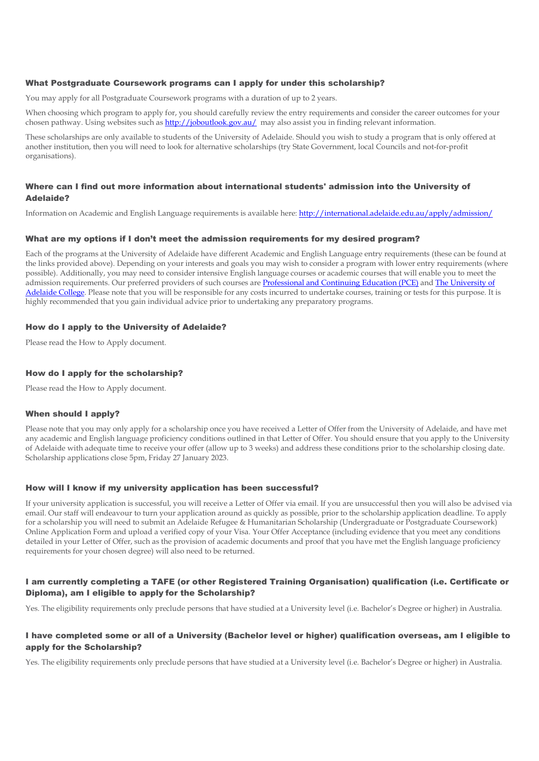### What Postgraduate Coursework programs can I apply for under this scholarship?

You may apply for all Postgraduate Coursework programs with a duration of up to 2 years.

When choosing which program to apply for, you should carefully review the entry requirements and consider the career outcomes for your chosen pathway. Using websites such as [http://joboutlook.gov.au/](http://joboutlook.gov.au/) may also assist you in finding relevant information.

These scholarships are only available to students of the University of Adelaide. Should you wish to study a program that is only offered at another institution, then you will need to look for alternative scholarships (try State Government, local Councils and not-for-profit organisations).

### Where can I find out more information about international students' admission into the University of Adelaide?

Information on Academic and English Language requirements is available here: [http://international.adelaide.edu.au/apply/admission/](http://international.adelaide.edu.au/apply/admission/)

### What are my options if I don't meet the admission requirements for my desired program?

Each of the programs at the University of Adelaide have different Academic and English Language entry requirements (these can be found at the links provided above). Depending on your interests and goals you may wish to consider a program with lower entry requirements (where possible). Additionally, you may need to consider intensive English language courses or academic courses that will enable you to meet the admission requirements. Our preferred providers of such courses are Professional and Continuing Education (PCE) and The University of Adelaide College. Please note that you will be responsible for any costs incurred to undertake courses, training or tests for this purpose. It is highly recommended that you gain individual advice prior to undertaking any preparatory programs.

### How do I apply to the University of Adelaide?

Please read the How to Apply document.

### How do I apply for the scholarship?

Please read the How to Apply document.

### When should I apply?

Please note that you may only apply for a scholarship once you have received a Letter of Offer from the University of Adelaide, and have met any academic and English language proficiency conditions outlined in that Letter of Offer. You should ensure that you apply to the University of Adelaide with adequate time to receive your offer (allow up to 3 weeks) and address these conditions prior to the scholarship closing date. Scholarship applications close 5pm, Friday 27 January 2023.

### How will I know if my university application has been successful?

If your university application is successful, you will receive a Letter of Offer via email. If you are unsuccessful then you will also be advised via email. Our staff will endeavour to turn your application around as quickly as possible, prior to the scholarship application deadline. To apply for a scholarship you will need to submit an Adelaide Refugee & Humanitarian Scholarship (Undergraduate or Postgraduate Coursework) Online Application Form and upload a verified copy of your Visa. Your Offer Acceptance (including evidence that you meet any conditions detailed in your Letter of Offer, such as the provision of academic documents and proof that you have met the English language proficiency requirements for your chosen degree) will also need to be returned.

### I am currently completing a TAFE (or other Registered Training Organisation) qualification (i.e. Certificate or Diploma), am I eligible to apply for the Scholarship?

Yes. The eligibility requirements only preclude persons that have studied at a University level (i.e. Bachelor's Degree or higher) in Australia.

### I have completed some or all of a University (Bachelor level or higher) qualification overseas, am I eligible to apply for the Scholarship?

Yes. The eligibility requirements only preclude persons that have studied at a University level (i.e. Bachelor's Degree or higher) in Australia.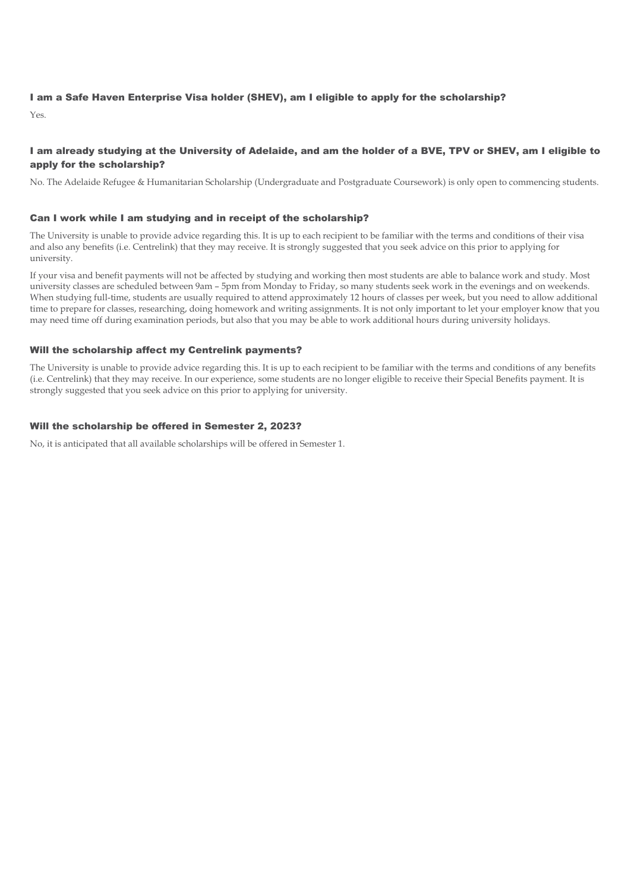### I am a Safe Haven Enterprise Visa holder (SHEV), am I eligible to apply for the scholarship?

Yes.

### I am already studying at the University of Adelaide, and am the holder of a BVE, TPV or SHEV, am I eligible to apply for the scholarship?

No. The Adelaide Refugee & Humanitarian Scholarship (Undergraduate and Postgraduate Coursework) is only open to commencing students.

### Can I work while I am studying and in receipt of the scholarship?

The University is unable to provide advice regarding this. It is up to each recipient to be familiar with the terms and conditions of their visa and also any benefits (i.e. Centrelink) that they may receive. It is strongly suggested that you seek advice on this prior to applying for university.

If your visa and benefit payments will not be affected by studying and working then most students are able to balance work and study. Most university classes are scheduled between 9am – 5pm from Monday to Friday, so many students seek work in the evenings and on weekends. When studying full-time, students are usually required to attend approximately 12 hours of classes per week, but you need to allow additional time to prepare for classes, researching, doing homework and writing assignments. It is not only important to let your employer know that you may need time off during examination periods, but also that you may be able to work additional hours during university holidays.

### Will the scholarship affect my Centrelink payments?

The University is unable to provide advice regarding this. It is up to each recipient to be familiar with the terms and conditions of any benefits (i.e. Centrelink) that they may receive. In our experience, some students are no longer eligible to receive their Special Benefits payment. It is strongly suggested that you seek advice on this prior to applying for university.

### Will the scholarship be offered in Semester 2, 2023?

No, it is anticipated that all available scholarships will be offered in Semester 1.